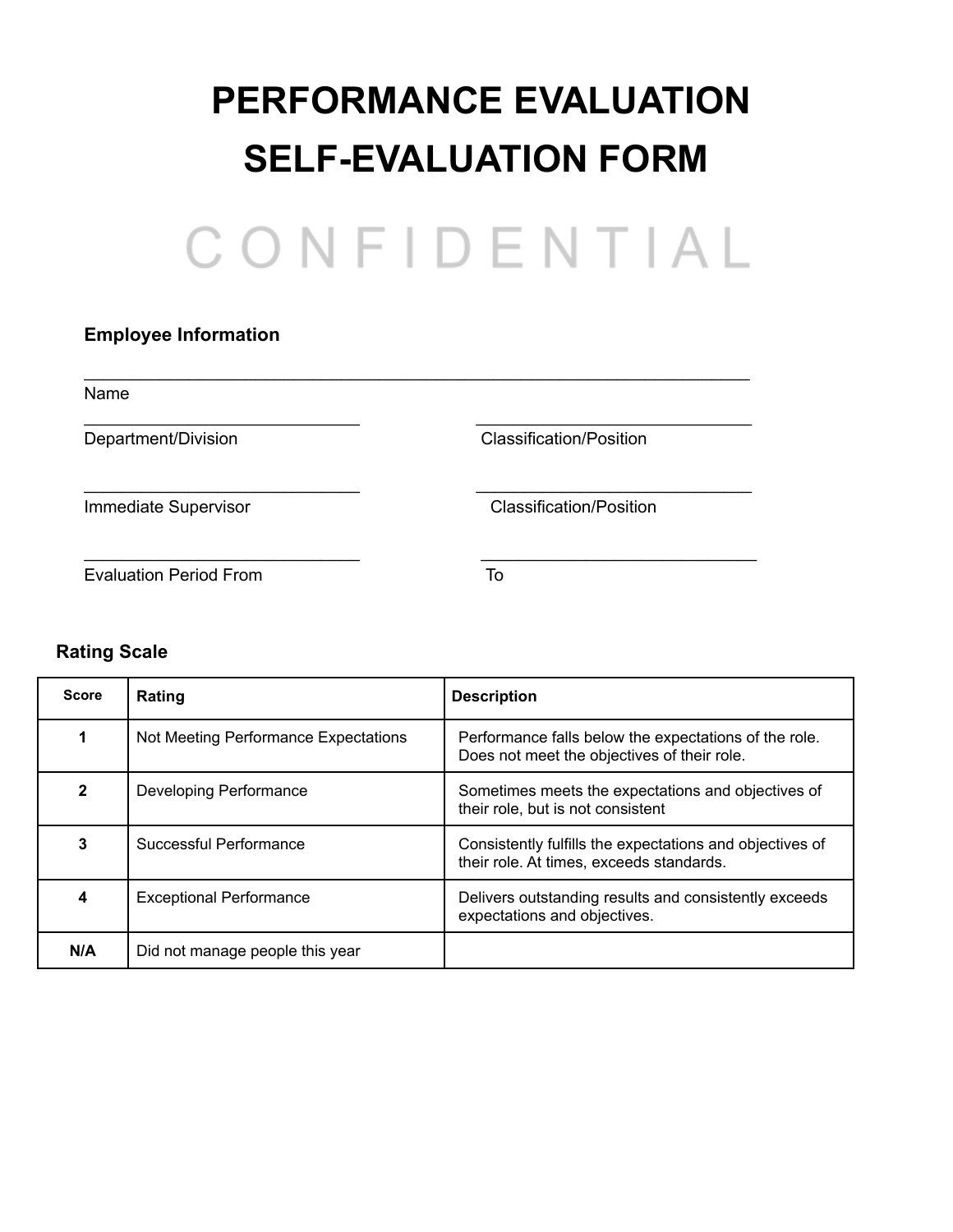# PERFORMANCE EVALUATION
# SELF-EVALUATION FORM

CONFIDENTIAL

**Employee Information**

______________________________________________________________________
Name

______________________________ ______________________________
Department/Division Classification/Position

______________________________ ______________________________
Immediate Supervisor Classification/Position

______________________________ ______________________________
Evaluation Period From To

**Rating Scale**

| Score | Rating | Description |
|---|---|---|
| **1** | Not Meeting Performance Expectations | Performance falls below the expectations of the role. Does not meet the objectives of their role. |
| **2** | Developing Performance | Sometimes meets the expectations and objectives of their role, but is not consistent |
| **3** | Successful Performance | Consistently fulfills the expectations and objectives of their role. At times, exceeds standards. |
| **4** | Exceptional Performance | Delivers outstanding results and consistently exceeds expectations and objectives. |
| **N/A** | Did not manage people this year | |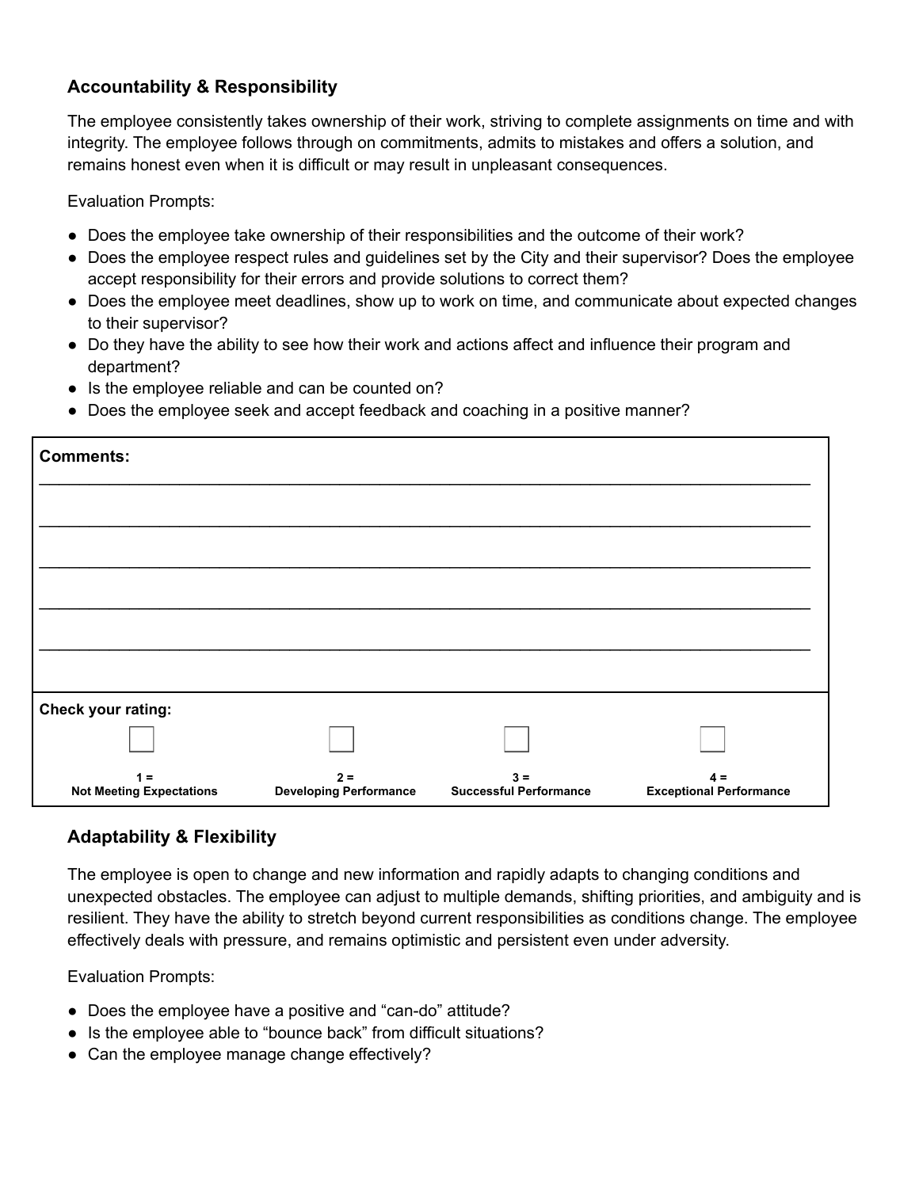### Accountability & Responsibility

The employee consistently takes ownership of their work, striving to complete assignments on time and with integrity. The employee follows through on commitments, admits to mistakes and offers a solution, and remains honest even when it is difficult or may result in unpleasant consequences.

Evaluation Prompts:

- Does the employee take ownership of their responsibilities and the outcome of their work?
- Does the employee respect rules and guidelines set by the City and their supervisor? Does the employee accept responsibility for their errors and provide solutions to correct them?
- Does the employee meet deadlines, show up to work on time, and communicate about expected changes to their supervisor?
- Do they have the ability to see how their work and actions affect and influence their program and department?
- Is the employee reliable and can be counted on?
- Does the employee seek and accept feedback and coaching in a positive manner?

**Comments:**

_______________________________________________________________________________

_______________________________________________________________________________

_______________________________________________________________________________

_______________________________________________________________________________

_______________________________________________________________________________

**Check your rating:**

| ☐ | ☐ | ☐ | ☐ |
|---|---|---|---|
| **1 = Not Meeting Expectations** | **2 = Developing Performance** | **3 = Successful Performance** | **4 = Exceptional Performance** |

### Adaptability & Flexibility

The employee is open to change and new information and rapidly adapts to changing conditions and unexpected obstacles. The employee can adjust to multiple demands, shifting priorities, and ambiguity and is resilient. They have the ability to stretch beyond current responsibilities as conditions change. The employee effectively deals with pressure, and remains optimistic and persistent even under adversity.

Evaluation Prompts:

- Does the employee have a positive and "can-do" attitude?
- Is the employee able to "bounce back" from difficult situations?
- Can the employee manage change effectively?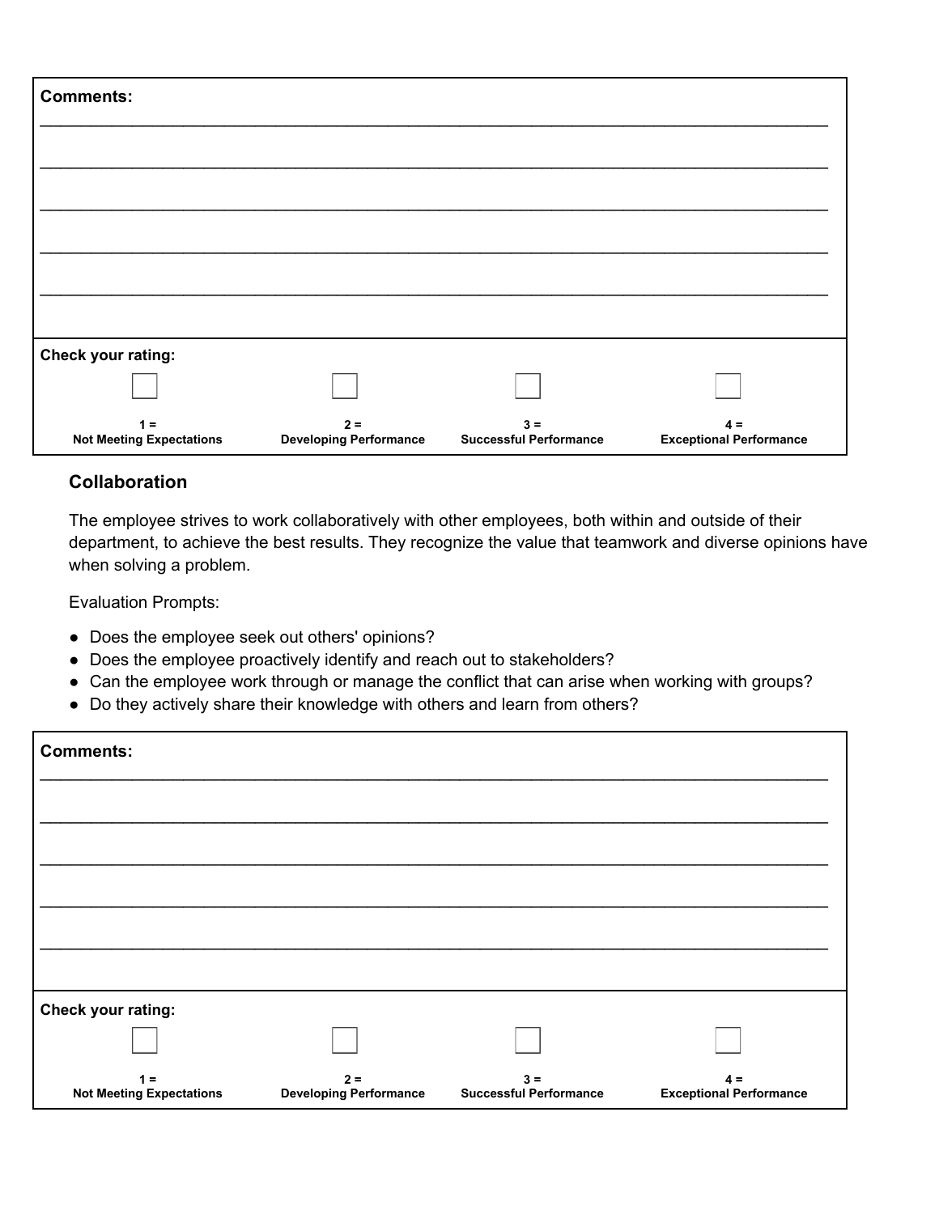**Comments:**

\_\_\_\_\_\_\_\_\_\_\_\_\_\_\_\_\_\_\_\_\_\_\_\_\_\_\_\_\_\_\_\_\_\_\_\_\_\_\_\_\_\_\_\_\_\_\_\_\_\_\_\_\_\_\_\_\_\_\_\_\_\_\_\_\_\_\_\_\_\_\_\_\_\_\_\_\_\_

\_\_\_\_\_\_\_\_\_\_\_\_\_\_\_\_\_\_\_\_\_\_\_\_\_\_\_\_\_\_\_\_\_\_\_\_\_\_\_\_\_\_\_\_\_\_\_\_\_\_\_\_\_\_\_\_\_\_\_\_\_\_\_\_\_\_\_\_\_\_\_\_\_\_\_\_\_\_

\_\_\_\_\_\_\_\_\_\_\_\_\_\_\_\_\_\_\_\_\_\_\_\_\_\_\_\_\_\_\_\_\_\_\_\_\_\_\_\_\_\_\_\_\_\_\_\_\_\_\_\_\_\_\_\_\_\_\_\_\_\_\_\_\_\_\_\_\_\_\_\_\_\_\_\_\_\_

\_\_\_\_\_\_\_\_\_\_\_\_\_\_\_\_\_\_\_\_\_\_\_\_\_\_\_\_\_\_\_\_\_\_\_\_\_\_\_\_\_\_\_\_\_\_\_\_\_\_\_\_\_\_\_\_\_\_\_\_\_\_\_\_\_\_\_\_\_\_\_\_\_\_\_\_\_\_

\_\_\_\_\_\_\_\_\_\_\_\_\_\_\_\_\_\_\_\_\_\_\_\_\_\_\_\_\_\_\_\_\_\_\_\_\_\_\_\_\_\_\_\_\_\_\_\_\_\_\_\_\_\_\_\_\_\_\_\_\_\_\_\_\_\_\_\_\_\_\_\_\_\_\_\_\_\_

**Check your rating:**

| ☐ | ☐ | ☐ | ☐ |
|---|---|---|---|
| **1 = Not Meeting Expectations** | **2 = Developing Performance** | **3 = Successful Performance** | **4 = Exceptional Performance** |

### Collaboration

The employee strives to work collaboratively with other employees, both within and outside of their department, to achieve the best results. They recognize the value that teamwork and diverse opinions have when solving a problem.

Evaluation Prompts:

- Does the employee seek out others' opinions?
- Does the employee proactively identify and reach out to stakeholders?
- Can the employee work through or manage the conflict that can arise when working with groups?
- Do they actively share their knowledge with others and learn from others?

**Comments:**

\_\_\_\_\_\_\_\_\_\_\_\_\_\_\_\_\_\_\_\_\_\_\_\_\_\_\_\_\_\_\_\_\_\_\_\_\_\_\_\_\_\_\_\_\_\_\_\_\_\_\_\_\_\_\_\_\_\_\_\_\_\_\_\_\_\_\_\_\_\_\_\_\_\_\_\_\_\_

\_\_\_\_\_\_\_\_\_\_\_\_\_\_\_\_\_\_\_\_\_\_\_\_\_\_\_\_\_\_\_\_\_\_\_\_\_\_\_\_\_\_\_\_\_\_\_\_\_\_\_\_\_\_\_\_\_\_\_\_\_\_\_\_\_\_\_\_\_\_\_\_\_\_\_\_\_\_

\_\_\_\_\_\_\_\_\_\_\_\_\_\_\_\_\_\_\_\_\_\_\_\_\_\_\_\_\_\_\_\_\_\_\_\_\_\_\_\_\_\_\_\_\_\_\_\_\_\_\_\_\_\_\_\_\_\_\_\_\_\_\_\_\_\_\_\_\_\_\_\_\_\_\_\_\_\_

\_\_\_\_\_\_\_\_\_\_\_\_\_\_\_\_\_\_\_\_\_\_\_\_\_\_\_\_\_\_\_\_\_\_\_\_\_\_\_\_\_\_\_\_\_\_\_\_\_\_\_\_\_\_\_\_\_\_\_\_\_\_\_\_\_\_\_\_\_\_\_\_\_\_\_\_\_\_

\_\_\_\_\_\_\_\_\_\_\_\_\_\_\_\_\_\_\_\_\_\_\_\_\_\_\_\_\_\_\_\_\_\_\_\_\_\_\_\_\_\_\_\_\_\_\_\_\_\_\_\_\_\_\_\_\_\_\_\_\_\_\_\_\_\_\_\_\_\_\_\_\_\_\_\_\_\_

**Check your rating:**

| ☐ | ☐ | ☐ | ☐ |
|---|---|---|---|
| **1 = Not Meeting Expectations** | **2 = Developing Performance** | **3 = Successful Performance** | **4 = Exceptional Performance** |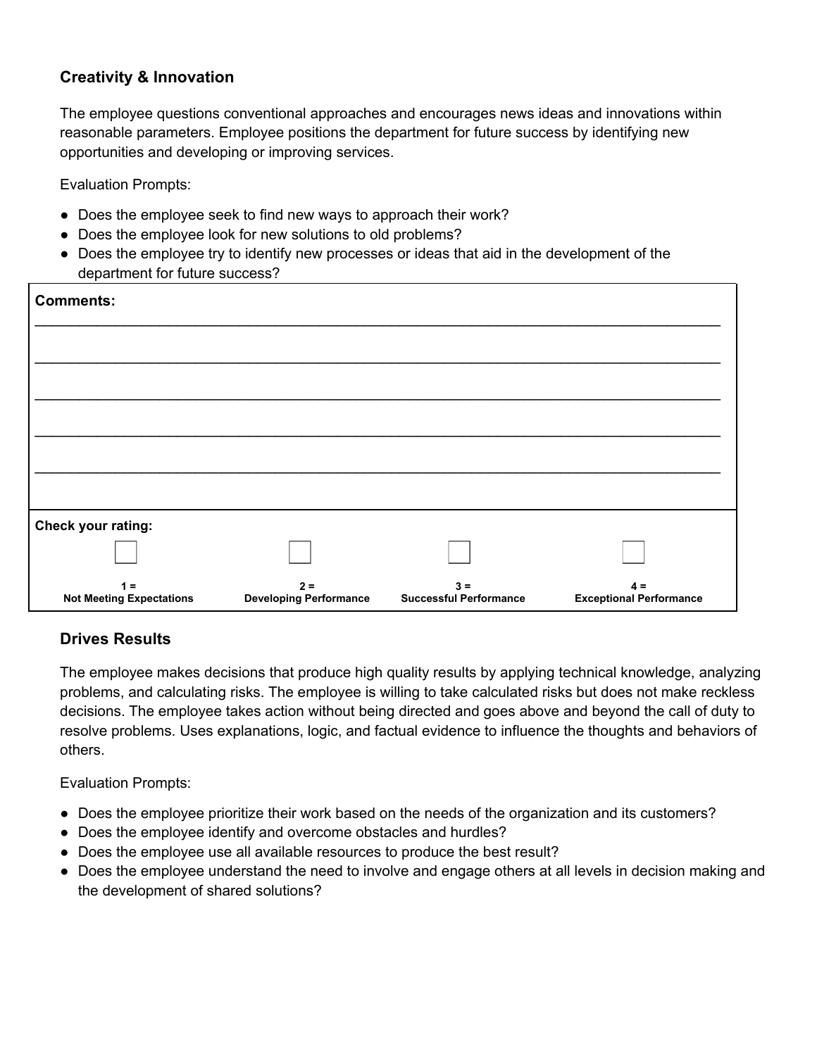### Creativity & Innovation

The employee questions conventional approaches and encourages news ideas and innovations within reasonable parameters. Employee positions the department for future success by identifying new opportunities and developing or improving services.

Evaluation Prompts:

- Does the employee seek to find new ways to approach their work?
- Does the employee look for new solutions to old problems?
- Does the employee try to identify new processes or ideas that aid in the development of the department for future success?

**Comments:**

____________________________________________________________________________________

____________________________________________________________________________________

____________________________________________________________________________________

____________________________________________________________________________________

____________________________________________________________________________________

**Check your rating:**

| ☐ | ☐ | ☐ | ☐ |
|---|---|---|---|
| **1 = Not Meeting Expectations** | **2 = Developing Performance** | **3 = Successful Performance** | **4 = Exceptional Performance** |

### Drives Results

The employee makes decisions that produce high quality results by applying technical knowledge, analyzing problems, and calculating risks. The employee is willing to take calculated risks but does not make reckless decisions. The employee takes action without being directed and goes above and beyond the call of duty to resolve problems. Uses explanations, logic, and factual evidence to influence the thoughts and behaviors of others.

Evaluation Prompts:

- Does the employee prioritize their work based on the needs of the organization and its customers?
- Does the employee identify and overcome obstacles and hurdles?
- Does the employee use all available resources to produce the best result?
- Does the employee understand the need to involve and engage others at all levels in decision making and the development of shared solutions?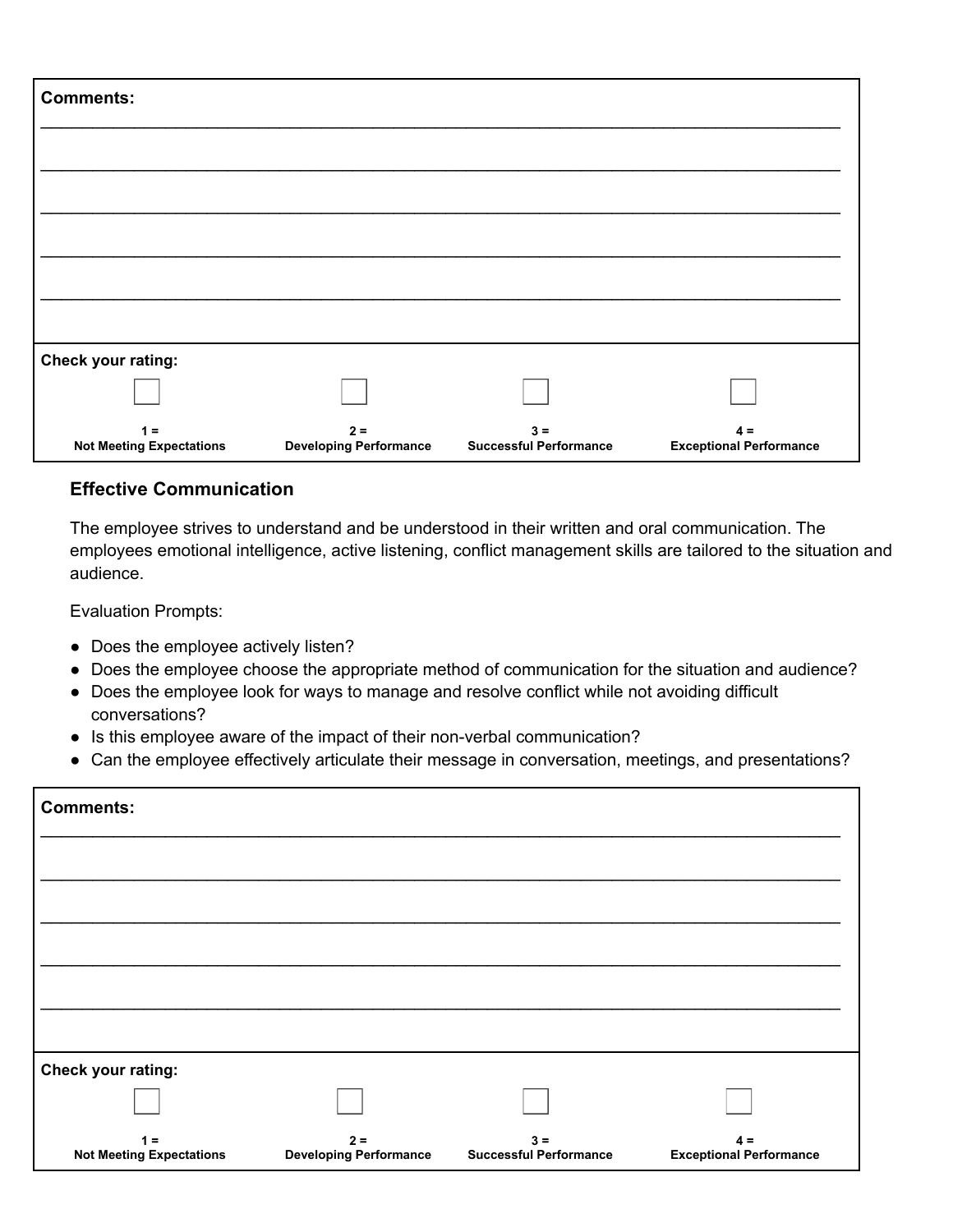**Comments:**

______________________________________________________________________________

______________________________________________________________________________

______________________________________________________________________________

______________________________________________________________________________

______________________________________________________________________________

**Check your rating:**

| ☐ | ☐ | ☐ | ☐ |
|---|---|---|---|
| **1 = Not Meeting Expectations** | **2 = Developing Performance** | **3 = Successful Performance** | **4 = Exceptional Performance** |

### Effective Communication

The employee strives to understand and be understood in their written and oral communication. The employees emotional intelligence, active listening, conflict management skills are tailored to the situation and audience.

Evaluation Prompts:

- Does the employee actively listen?
- Does the employee choose the appropriate method of communication for the situation and audience?
- Does the employee look for ways to manage and resolve conflict while not avoiding difficult conversations?
- Is this employee aware of the impact of their non-verbal communication?
- Can the employee effectively articulate their message in conversation, meetings, and presentations?

**Comments:**

______________________________________________________________________________

______________________________________________________________________________

______________________________________________________________________________

______________________________________________________________________________

______________________________________________________________________________

**Check your rating:**

| ☐ | ☐ | ☐ | ☐ |
|---|---|---|---|
| **1 = Not Meeting Expectations** | **2 = Developing Performance** | **3 = Successful Performance** | **4 = Exceptional Performance** |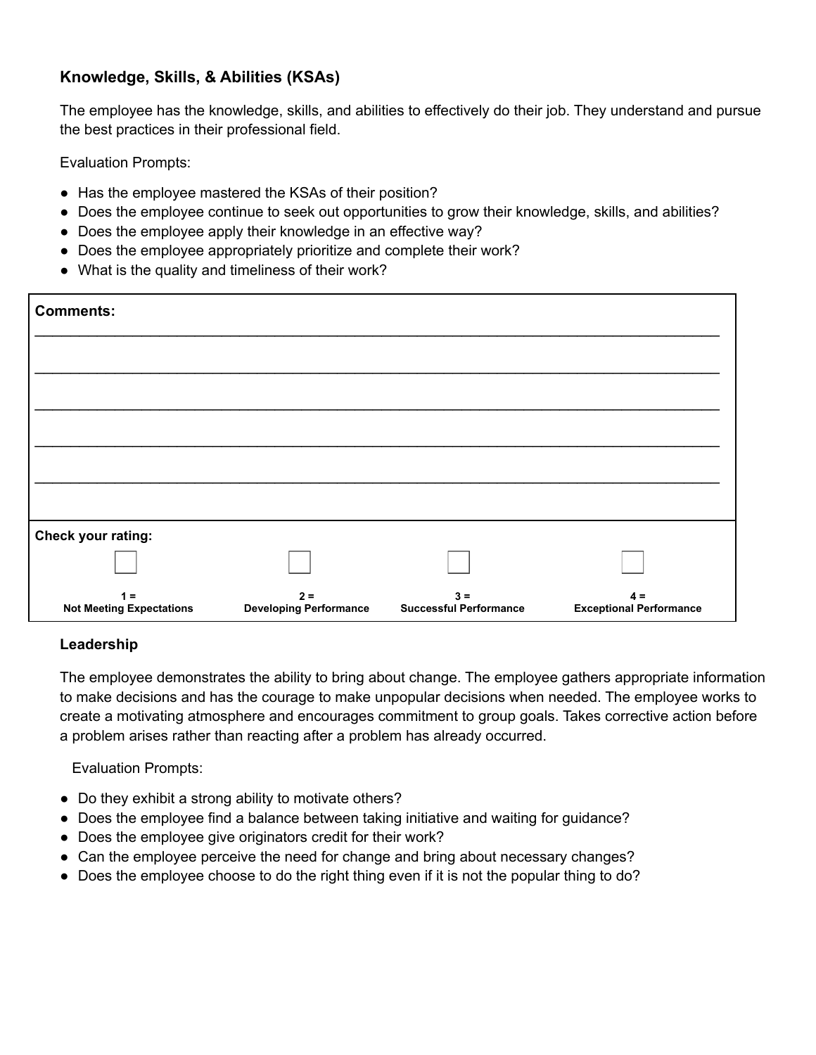### Knowledge, Skills, & Abilities (KSAs)

The employee has the knowledge, skills, and abilities to effectively do their job. They understand and pursue the best practices in their professional field.

Evaluation Prompts:

- Has the employee mastered the KSAs of their position?
- Does the employee continue to seek out opportunities to grow their knowledge, skills, and abilities?
- Does the employee apply their knowledge in an effective way?
- Does the employee appropriately prioritize and complete their work?
- What is the quality and timeliness of their work?

**Comments:**

______________________________________________________________________________________

______________________________________________________________________________________

______________________________________________________________________________________

______________________________________________________________________________________

______________________________________________________________________________________

**Check your rating:**

| ☐ | ☐ | ☐ | ☐ |
|---|---|---|---|
| **1 = Not Meeting Expectations** | **2 = Developing Performance** | **3 = Successful Performance** | **4 = Exceptional Performance** |

### Leadership

The employee demonstrates the ability to bring about change. The employee gathers appropriate information to make decisions and has the courage to make unpopular decisions when needed. The employee works to create a motivating atmosphere and encourages commitment to group goals. Takes corrective action before a problem arises rather than reacting after a problem has already occurred.

Evaluation Prompts:

- Do they exhibit a strong ability to motivate others?
- Does the employee find a balance between taking initiative and waiting for guidance?
- Does the employee give originators credit for their work?
- Can the employee perceive the need for change and bring about necessary changes?
- Does the employee choose to do the right thing even if it is not the popular thing to do?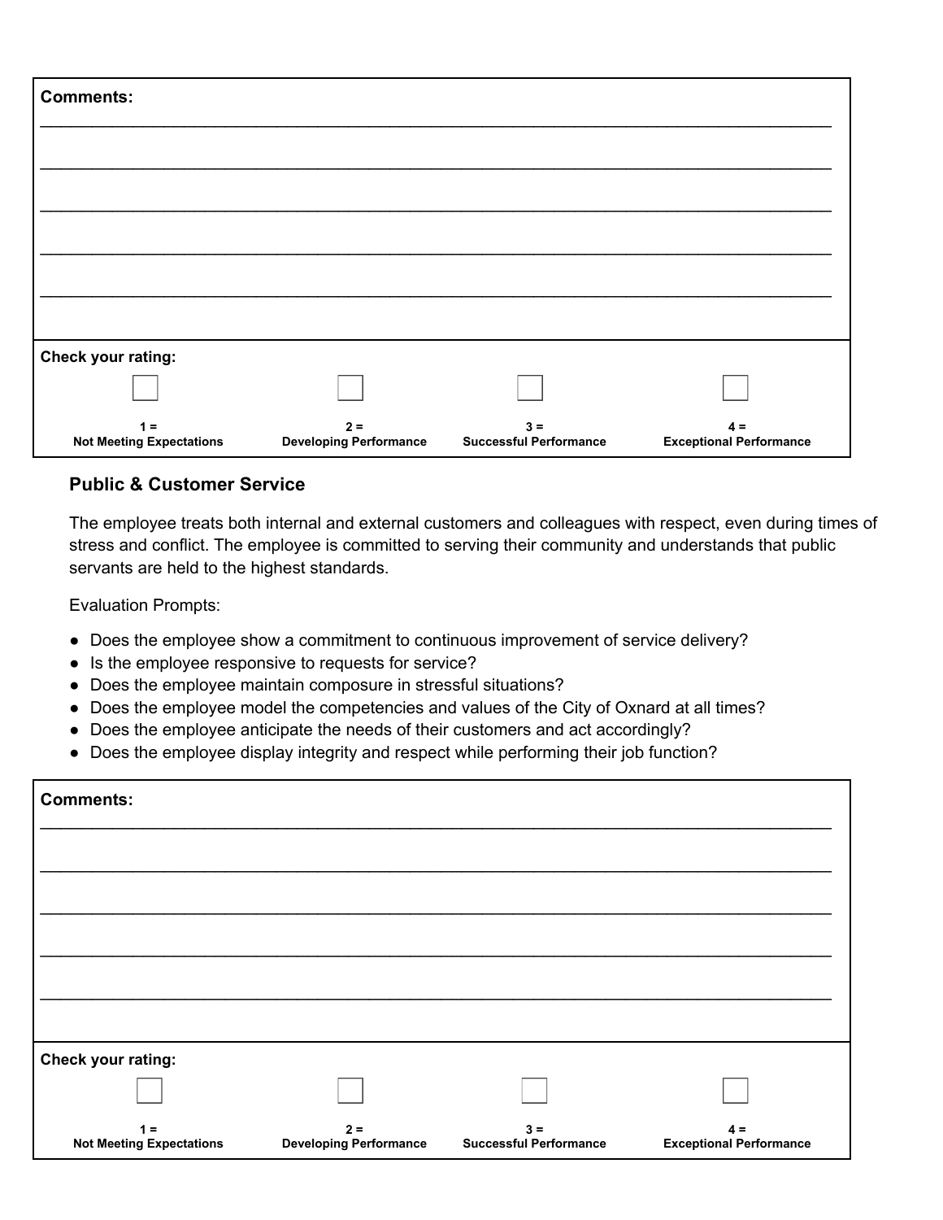**Comments:**

_____________________________________________________________________________

_____________________________________________________________________________

_____________________________________________________________________________

_____________________________________________________________________________

_____________________________________________________________________________

**Check your rating:**

| ☐ | ☐ | ☐ | ☐ |
|---|---|---|---|
| **1 = Not Meeting Expectations** | **2 = Developing Performance** | **3 = Successful Performance** | **4 = Exceptional Performance** |

### Public & Customer Service

The employee treats both internal and external customers and colleagues with respect, even during times of stress and conflict. The employee is committed to serving their community and understands that public servants are held to the highest standards.

Evaluation Prompts:

- Does the employee show a commitment to continuous improvement of service delivery?
- Is the employee responsive to requests for service?
- Does the employee maintain composure in stressful situations?
- Does the employee model the competencies and values of the City of Oxnard at all times?
- Does the employee anticipate the needs of their customers and act accordingly?
- Does the employee display integrity and respect while performing their job function?

**Comments:**

_____________________________________________________________________________

_____________________________________________________________________________

_____________________________________________________________________________

_____________________________________________________________________________

_____________________________________________________________________________

**Check your rating:**

| ☐ | ☐ | ☐ | ☐ |
|---|---|---|---|
| **1 = Not Meeting Expectations** | **2 = Developing Performance** | **3 = Successful Performance** | **4 = Exceptional Performance** |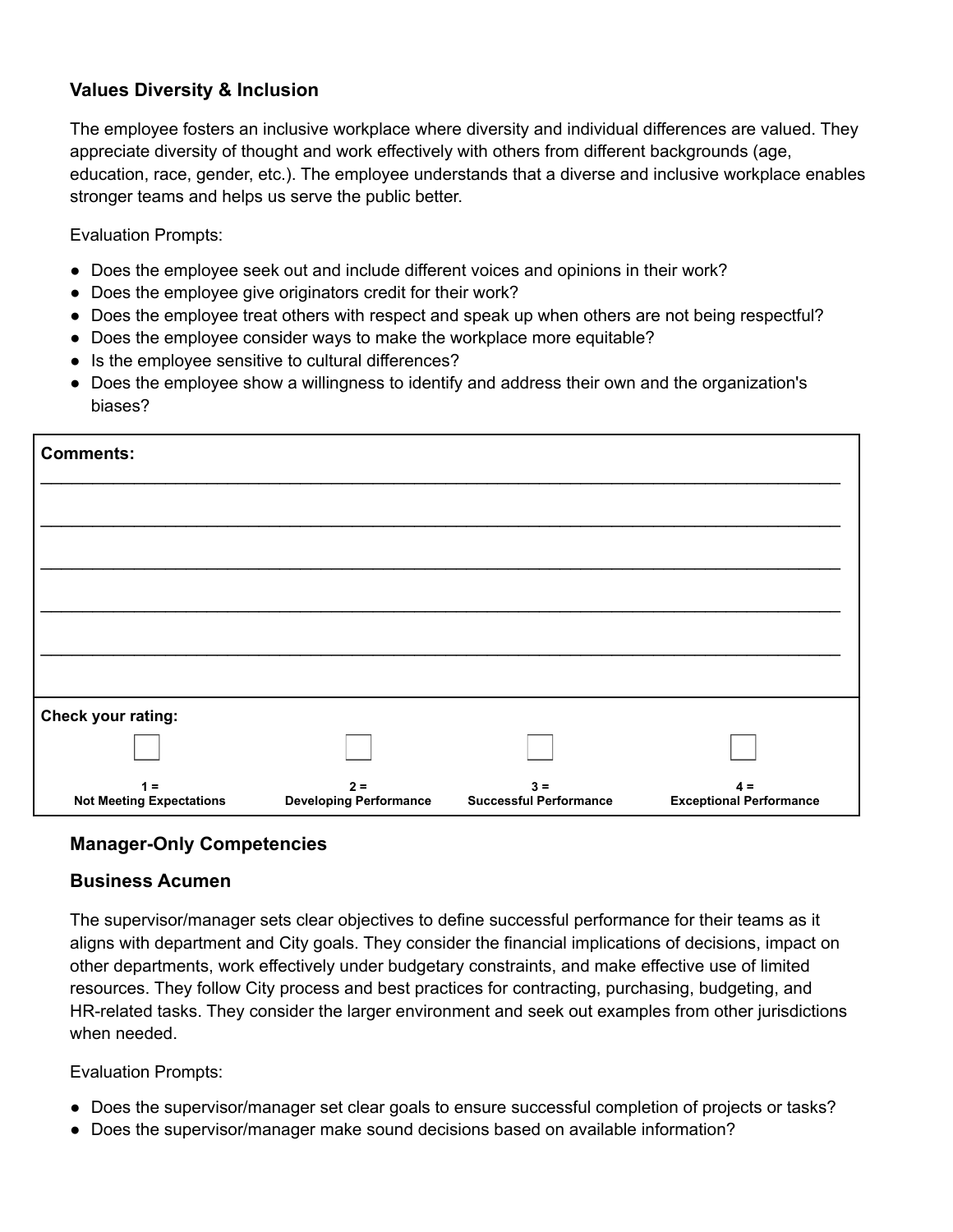### Values Diversity & Inclusion

The employee fosters an inclusive workplace where diversity and individual differences are valued. They appreciate diversity of thought and work effectively with others from different backgrounds (age, education, race, gender, etc.). The employee understands that a diverse and inclusive workplace enables stronger teams and helps us serve the public better.

Evaluation Prompts:

- Does the employee seek out and include different voices and opinions in their work?
- Does the employee give originators credit for their work?
- Does the employee treat others with respect and speak up when others are not being respectful?
- Does the employee consider ways to make the workplace more equitable?
- Is the employee sensitive to cultural differences?
- Does the employee show a willingness to identify and address their own and the organization's biases?

**Comments:**

________________________________________________________________________________

________________________________________________________________________________

________________________________________________________________________________

________________________________________________________________________________

________________________________________________________________________________

**Check your rating:**

| ☐ | ☐ | ☐ | ☐ |
|---|---|---|---|
| **1 = Not Meeting Expectations** | **2 = Developing Performance** | **3 = Successful Performance** | **4 = Exceptional Performance** |

### Manager-Only Competencies

### Business Acumen

The supervisor/manager sets clear objectives to define successful performance for their teams as it aligns with department and City goals. They consider the financial implications of decisions, impact on other departments, work effectively under budgetary constraints, and make effective use of limited resources. They follow City process and best practices for contracting, purchasing, budgeting, and HR-related tasks. They consider the larger environment and seek out examples from other jurisdictions when needed.

Evaluation Prompts:

- Does the supervisor/manager set clear goals to ensure successful completion of projects or tasks?
- Does the supervisor/manager make sound decisions based on available information?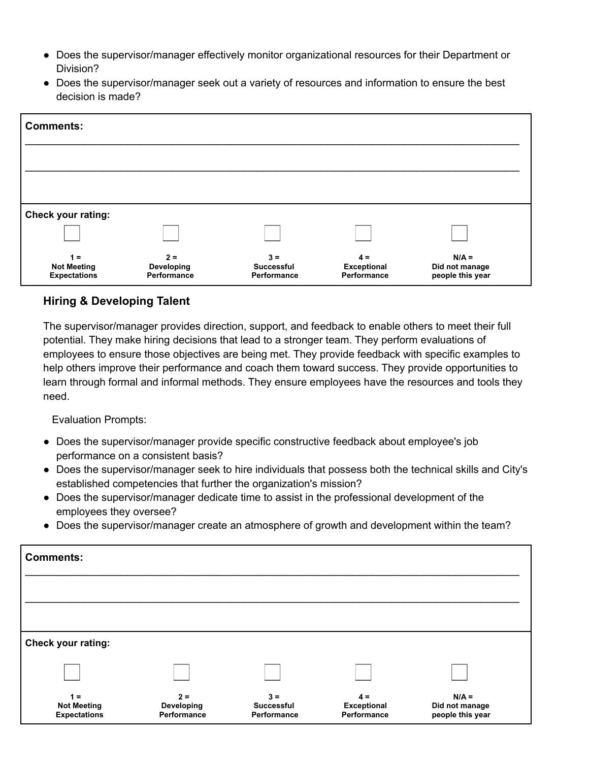- Does the supervisor/manager effectively monitor organizational resources for their Department or Division?
- Does the supervisor/manager seek out a variety of resources and information to ensure the best decision is made?

| **Comments:** | | | | |
|---|---|---|---|---|
| ____________________________________________ | | | | |
| ____________________________________________ | | | | |
| **Check your rating:** | | | | |
| ☐ | ☐ | ☐ | ☐ | ☐ |
| **1 = Not Meeting Expectations** | **2 = Developing Performance** | **3 = Successful Performance** | **4 = Exceptional Performance** | **N/A = Did not manage people this year** |

### Hiring & Developing Talent

The supervisor/manager provides direction, support, and feedback to enable others to meet their full potential. They make hiring decisions that lead to a stronger team. They perform evaluations of employees to ensure those objectives are being met. They provide feedback with specific examples to help others improve their performance and coach them toward success. They provide opportunities to learn through formal and informal methods. They ensure employees have the resources and tools they need.

Evaluation Prompts:

- Does the supervisor/manager provide specific constructive feedback about employee's job performance on a consistent basis?
- Does the supervisor/manager seek to hire individuals that possess both the technical skills and City's established competencies that further the organization's mission?
- Does the supervisor/manager dedicate time to assist in the professional development of the employees they oversee?
- Does the supervisor/manager create an atmosphere of growth and development within the team?

| **Comments:** | | | | |
|---|---|---|---|---|
| ____________________________________________ | | | | |
| ____________________________________________ | | | | |
| **Check your rating:** | | | | |
| ☐ | ☐ | ☐ | ☐ | ☐ |
| **1 = Not Meeting Expectations** | **2 = Developing Performance** | **3 = Successful Performance** | **4 = Exceptional Performance** | **N/A = Did not manage people this year** |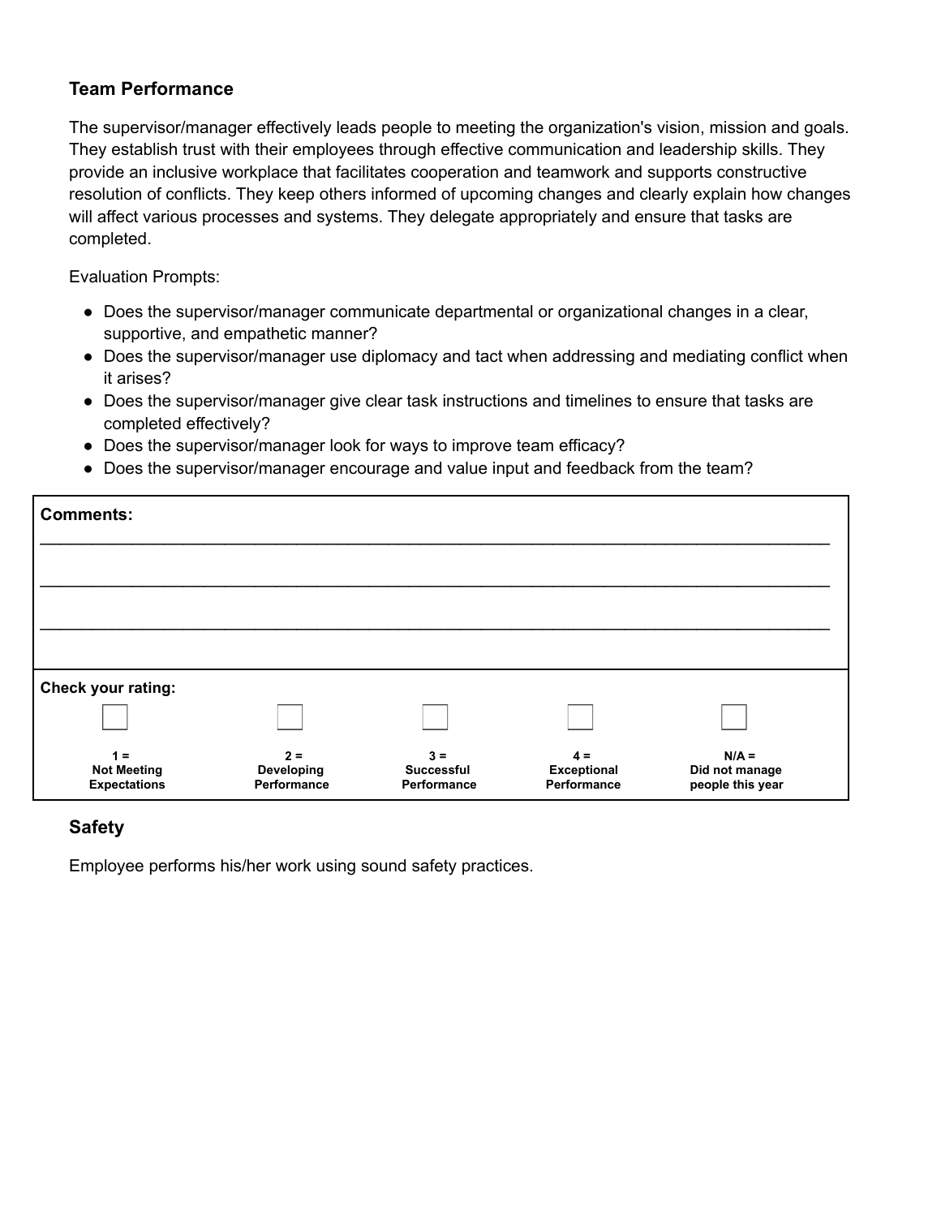### Team Performance

The supervisor/manager effectively leads people to meeting the organization's vision, mission and goals. They establish trust with their employees through effective communication and leadership skills. They provide an inclusive workplace that facilitates cooperation and teamwork and supports constructive resolution of conflicts. They keep others informed of upcoming changes and clearly explain how changes will affect various processes and systems. They delegate appropriately and ensure that tasks are completed.

Evaluation Prompts:

- Does the supervisor/manager communicate departmental or organizational changes in a clear, supportive, and empathetic manner?
- Does the supervisor/manager use diplomacy and tact when addressing and mediating conflict when it arises?
- Does the supervisor/manager give clear task instructions and timelines to ensure that tasks are completed effectively?
- Does the supervisor/manager look for ways to improve team efficacy?
- Does the supervisor/manager encourage and value input and feedback from the team?

| **Comments:** | | | | |
|---|---|---|---|---|
| ___________________________________________________________________________ | | | | |
| ___________________________________________________________________________ | | | | |
| ___________________________________________________________________________ | | | | |
| **Check your rating:** | | | | |
| ☐ | ☐ | ☐ | ☐ | ☐ |
| **1 = Not Meeting Expectations** | **2 = Developing Performance** | **3 = Successful Performance** | **4 = Exceptional Performance** | **N/A = Did not manage people this year** |

### Safety

Employee performs his/her work using sound safety practices.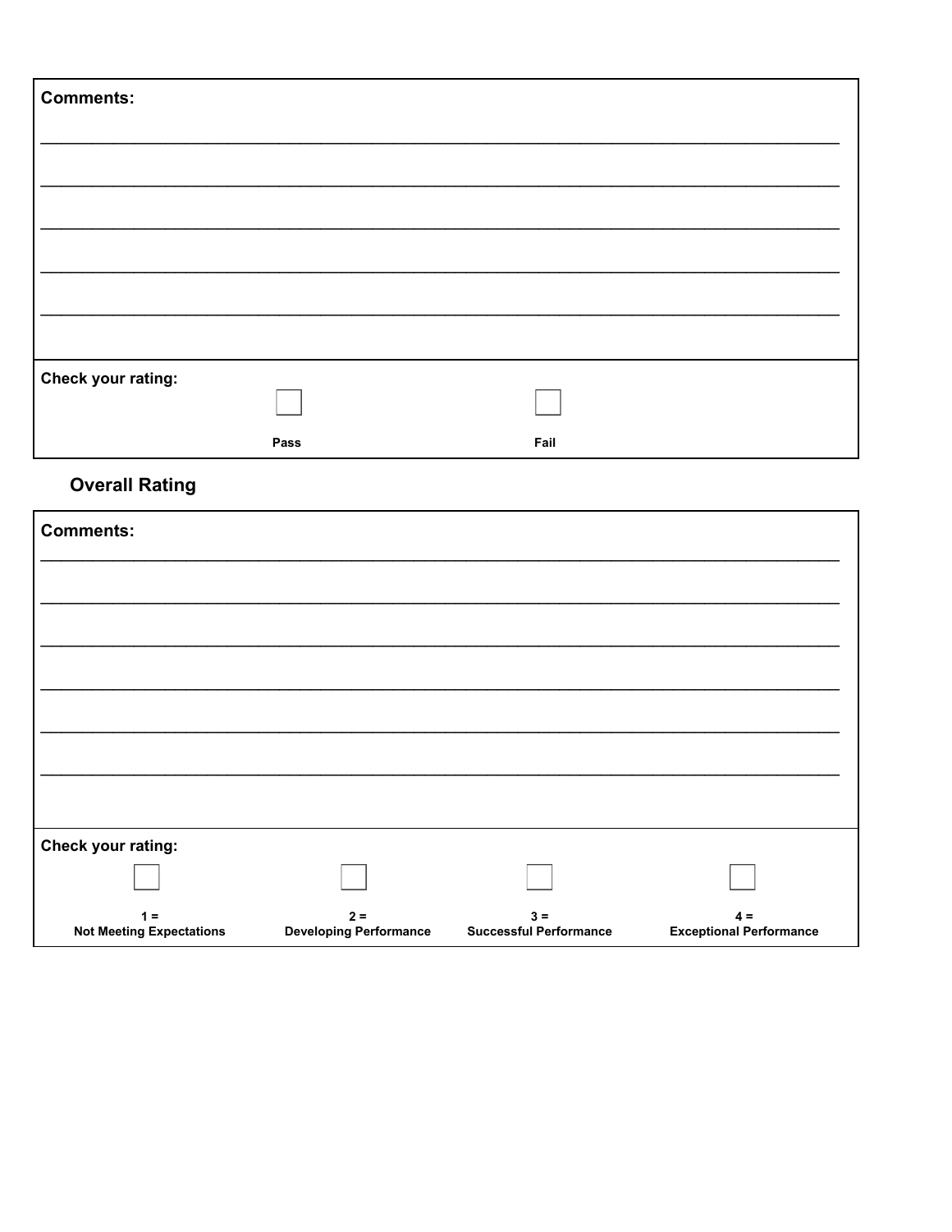**Comments:**

\_\_\_\_\_\_\_\_\_\_\_\_\_\_\_\_\_\_\_\_\_\_\_\_\_\_\_\_\_\_\_\_\_\_\_\_\_\_\_\_\_\_\_\_\_\_\_\_\_\_\_\_\_\_\_\_\_\_\_\_\_\_\_\_\_\_\_\_\_\_\_\_\_\_\_\_\_\_

\_\_\_\_\_\_\_\_\_\_\_\_\_\_\_\_\_\_\_\_\_\_\_\_\_\_\_\_\_\_\_\_\_\_\_\_\_\_\_\_\_\_\_\_\_\_\_\_\_\_\_\_\_\_\_\_\_\_\_\_\_\_\_\_\_\_\_\_\_\_\_\_\_\_\_\_\_\_

\_\_\_\_\_\_\_\_\_\_\_\_\_\_\_\_\_\_\_\_\_\_\_\_\_\_\_\_\_\_\_\_\_\_\_\_\_\_\_\_\_\_\_\_\_\_\_\_\_\_\_\_\_\_\_\_\_\_\_\_\_\_\_\_\_\_\_\_\_\_\_\_\_\_\_\_\_\_

\_\_\_\_\_\_\_\_\_\_\_\_\_\_\_\_\_\_\_\_\_\_\_\_\_\_\_\_\_\_\_\_\_\_\_\_\_\_\_\_\_\_\_\_\_\_\_\_\_\_\_\_\_\_\_\_\_\_\_\_\_\_\_\_\_\_\_\_\_\_\_\_\_\_\_\_\_\_

\_\_\_\_\_\_\_\_\_\_\_\_\_\_\_\_\_\_\_\_\_\_\_\_\_\_\_\_\_\_\_\_\_\_\_\_\_\_\_\_\_\_\_\_\_\_\_\_\_\_\_\_\_\_\_\_\_\_\_\_\_\_\_\_\_\_\_\_\_\_\_\_\_\_\_\_\_\_

**Check your rating:**

| ☐ | ☐ |
|---|---|
| **Pass** | **Fail** |

## Overall Rating

**Comments:**

\_\_\_\_\_\_\_\_\_\_\_\_\_\_\_\_\_\_\_\_\_\_\_\_\_\_\_\_\_\_\_\_\_\_\_\_\_\_\_\_\_\_\_\_\_\_\_\_\_\_\_\_\_\_\_\_\_\_\_\_\_\_\_\_\_\_\_\_\_\_\_\_\_\_\_\_\_\_

\_\_\_\_\_\_\_\_\_\_\_\_\_\_\_\_\_\_\_\_\_\_\_\_\_\_\_\_\_\_\_\_\_\_\_\_\_\_\_\_\_\_\_\_\_\_\_\_\_\_\_\_\_\_\_\_\_\_\_\_\_\_\_\_\_\_\_\_\_\_\_\_\_\_\_\_\_\_

\_\_\_\_\_\_\_\_\_\_\_\_\_\_\_\_\_\_\_\_\_\_\_\_\_\_\_\_\_\_\_\_\_\_\_\_\_\_\_\_\_\_\_\_\_\_\_\_\_\_\_\_\_\_\_\_\_\_\_\_\_\_\_\_\_\_\_\_\_\_\_\_\_\_\_\_\_\_

\_\_\_\_\_\_\_\_\_\_\_\_\_\_\_\_\_\_\_\_\_\_\_\_\_\_\_\_\_\_\_\_\_\_\_\_\_\_\_\_\_\_\_\_\_\_\_\_\_\_\_\_\_\_\_\_\_\_\_\_\_\_\_\_\_\_\_\_\_\_\_\_\_\_\_\_\_\_

\_\_\_\_\_\_\_\_\_\_\_\_\_\_\_\_\_\_\_\_\_\_\_\_\_\_\_\_\_\_\_\_\_\_\_\_\_\_\_\_\_\_\_\_\_\_\_\_\_\_\_\_\_\_\_\_\_\_\_\_\_\_\_\_\_\_\_\_\_\_\_\_\_\_\_\_\_\_

\_\_\_\_\_\_\_\_\_\_\_\_\_\_\_\_\_\_\_\_\_\_\_\_\_\_\_\_\_\_\_\_\_\_\_\_\_\_\_\_\_\_\_\_\_\_\_\_\_\_\_\_\_\_\_\_\_\_\_\_\_\_\_\_\_\_\_\_\_\_\_\_\_\_\_\_\_\_

**Check your rating:**

| ☐ | ☐ | ☐ | ☐ |
|---|---|---|---|
| **1 = Not Meeting Expectations** | **2 = Developing Performance** | **3 = Successful Performance** | **4 = Exceptional Performance** |